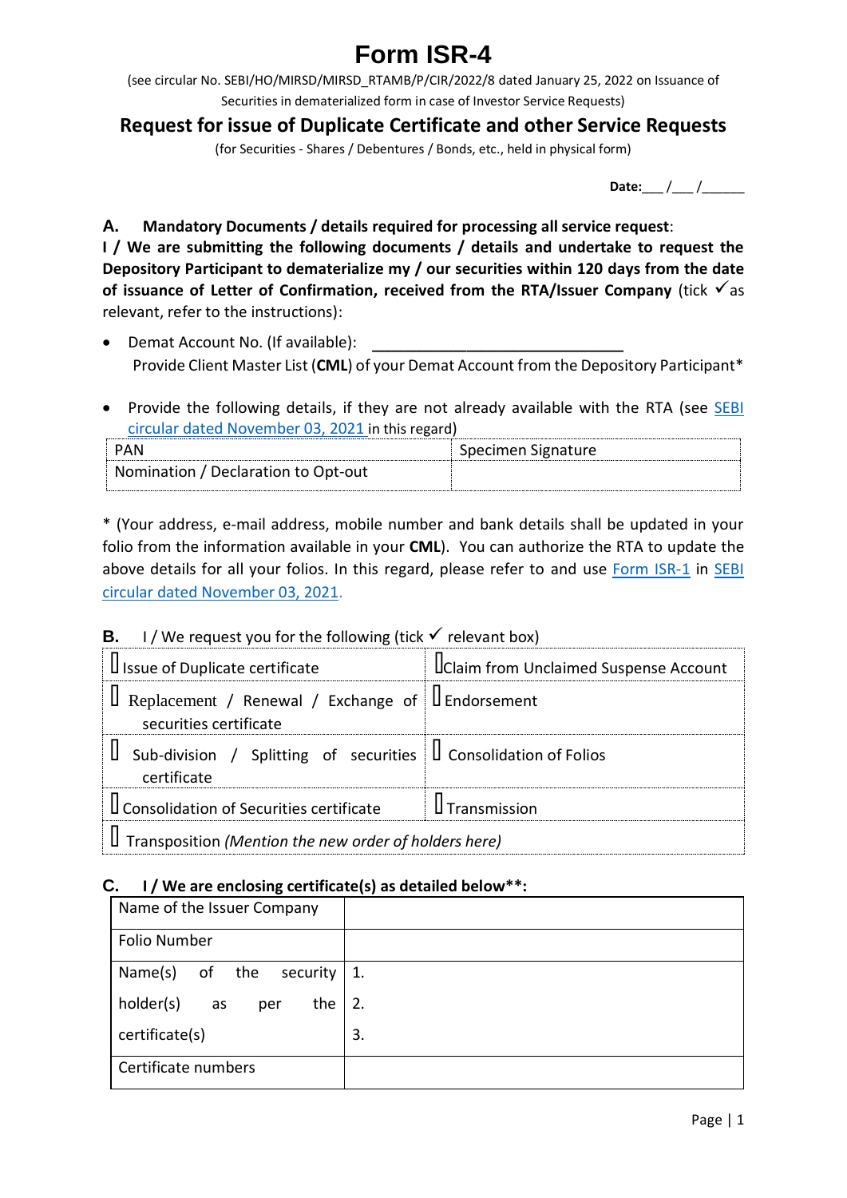# Form ISR-4

(see circular No. SEBI/HO/MIRSD/MIRSD_RTAMB/P/CIR/2022/8 dated January 25, 2022 on Issuance of Securities in dematerialized form in case of Investor Service Requests)

## Request for issue of Duplicate Certificate and other Service Requests

(for Securities - Shares / Debentures / Bonds, etc., held in physical form)

**Date:**___ /___ /______

**A. Mandatory Documents / details required for processing all service request**:

**I / We are submitting the following documents / details and undertake to request the Depository Participant to dematerialize my / our securities within 120 days from the date of issuance of Letter of Confirmation, received from the RTA/Issuer Company** (tick ✓ as relevant, refer to the instructions):

- Demat Account No. (If available): ______________________________
  Provide Client Master List (**CML**) of your Demat Account from the Depository Participant*

- Provide the following details, if they are not already available with the RTA (see SEBI circular dated November 03, 2021 in this regard)

| PAN | Specimen Signature |
|---|---|
| Nomination / Declaration to Opt-out | |

* (Your address, e-mail address, mobile number and bank details shall be updated in your folio from the information available in your **CML**). You can authorize the RTA to update the above details for all your folios. In this regard, please refer to and use Form ISR-1 in SEBI circular dated November 03, 2021.

**B.** I / We request you for the following (tick ✓ relevant box)

| | |
|---|---|
| ☐ Issue of Duplicate certificate | ☐ Claim from Unclaimed Suspense Account |
| ☐ Replacement / Renewal / Exchange of securities certificate | ☐ Endorsement |
| ☐ Sub-division / Splitting of securities certificate | ☐ Consolidation of Folios |
| ☐ Consolidation of Securities certificate | ☐ Transmission |
| ☐ Transposition *(Mention the new order of holders here)* | |

**C. I / We are enclosing certificate(s) as detailed below\*\*:**

| | |
|---|---|
| Name of the Issuer Company | |
| Folio Number | |
| Name(s) of the security holder(s) as per the certificate(s) | 1.<br>2.<br>3. |
| Certificate numbers | |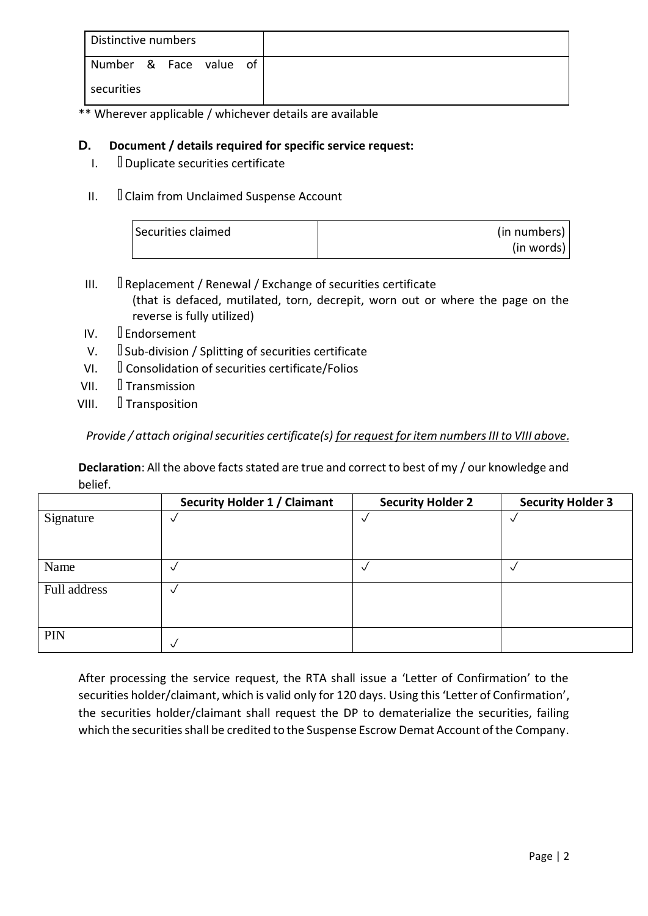| | |
|---|---|
| Distinctive numbers | |
| Number & Face value of securities | |

** Wherever applicable / whichever details are available

### D. Document / details required for specific service request:

I. ☐ Duplicate securities certificate

II. ☐ Claim from Unclaimed Suspense Account

| | |
|---|---|
| Securities claimed | (in numbers)<br>(in words) |

III. ☐ Replacement / Renewal / Exchange of securities certificate (that is defaced, mutilated, torn, decrepit, worn out or where the page on the reverse is fully utilized)

IV. ☐ Endorsement

V. ☐ Sub-division / Splitting of securities certificate

VI. ☐ Consolidation of securities certificate/Folios

VII. ☐ Transmission

VIII. ☐ Transposition

*Provide / attach original securities certificate(s) for request for item numbers III to VIII above.*

**Declaration**: All the above facts stated are true and correct to best of my / our knowledge and belief.

| | Security Holder 1 / Claimant | Security Holder 2 | Security Holder 3 |
|---|---|---|---|
| Signature | ✓ | ✓ | ✓ |
| Name | ✓ | ✓ | ✓ |
| Full address | ✓ | | |
| PIN | ✓ | | |

After processing the service request, the RTA shall issue a 'Letter of Confirmation' to the securities holder/claimant, which is valid only for 120 days. Using this 'Letter of Confirmation', the securities holder/claimant shall request the DP to dematerialize the securities, failing which the securities shall be credited to the Suspense Escrow Demat Account of the Company.